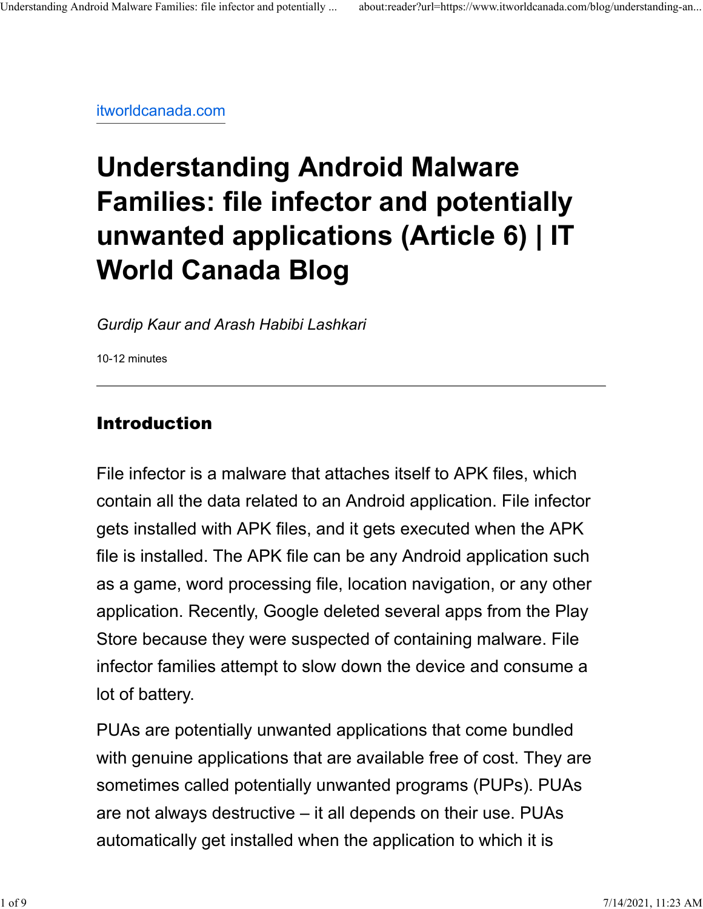itworldcanada.com

# Understanding Android Malware Families: file infector and potentially unwanted applications (Article 6) | IT World Canada Blog

*Gurdip Kaur and Arash Habibi Lashkari*

10-12 minutes

---

## Introduction

File infector is a malware that attaches itself to APK files, which contain all the data related to an Android application. File infector gets installed with APK files, and it gets executed when the APK file is installed. The APK file can be any Android application such as a game, word processing file, location navigation, or any other application. Recently, Google deleted several apps from the Play Store because they were suspected of containing malware. File infector families attempt to slow down the device and consume a lot of battery.

PUAs are potentially unwanted applications that come bundled with genuine applications that are available free of cost. They are sometimes called potentially unwanted programs (PUPs). PUAs are not always destructive – it all depends on their use. PUAs automatically get installed when the application to which it is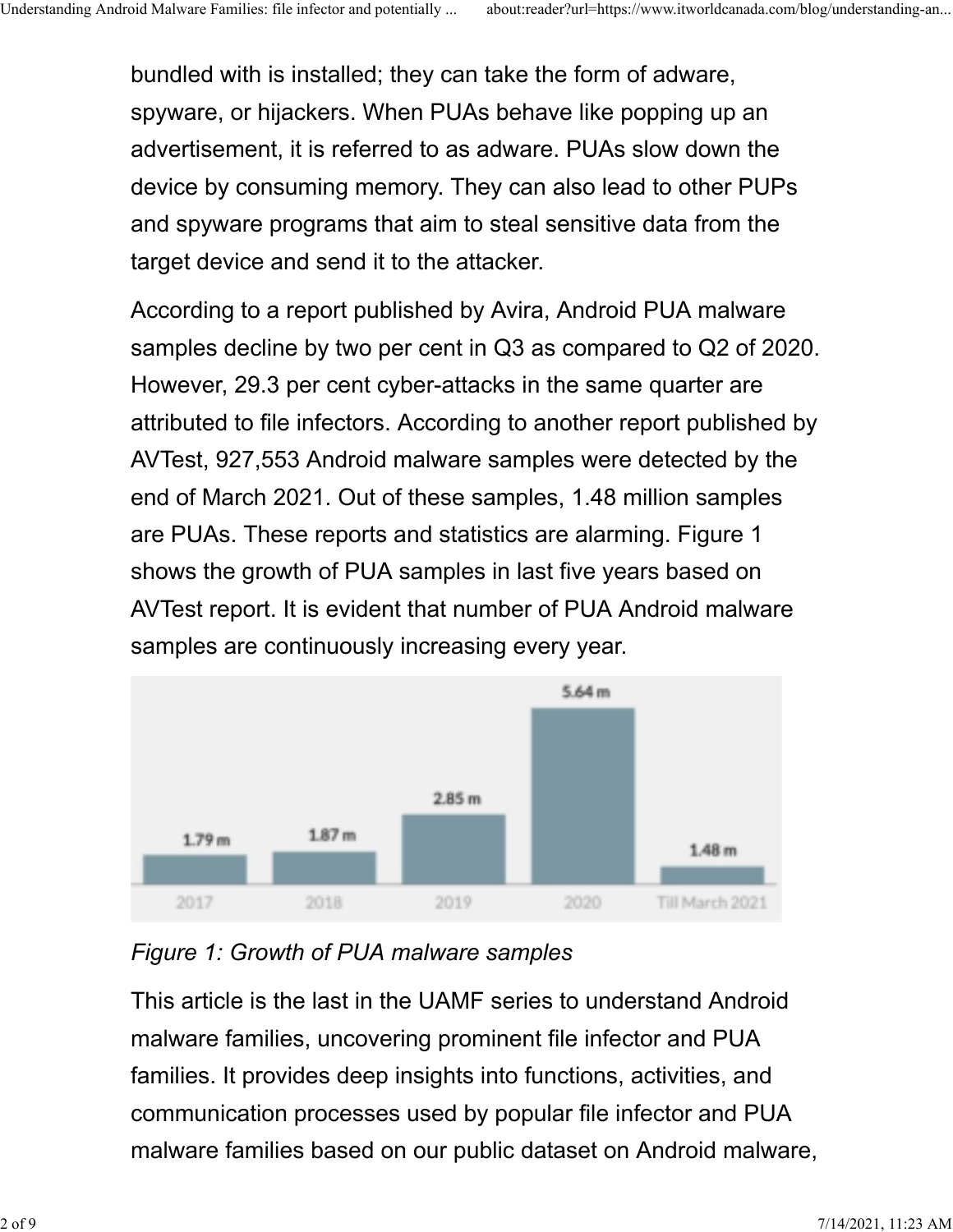bundled with is installed; they can take the form of adware, spyware, or hijackers. When PUAs behave like popping up an advertisement, it is referred to as adware. PUAs slow down the device by consuming memory. They can also lead to other PUPs and spyware programs that aim to steal sensitive data from the target device and send it to the attacker.

According to a report published by Avira, Android PUA malware samples decline by two per cent in Q3 as compared to Q2 of 2020. However, 29.3 per cent cyber-attacks in the same quarter are attributed to file infectors. According to another report published by AVTest, 927,553 Android malware samples were detected by the end of March 2021. Out of these samples, 1.48 million samples are PUAs. These reports and statistics are alarming. Figure 1 shows the growth of PUA samples in last five years based on AVTest report. It is evident that number of PUA Android malware samples are continuously increasing every year.

| 2017 | 2018 | 2019 | 2020 | Till March 2021 |
| --- | --- | --- | --- | --- |
| 1.79 m | 1.87 m | 2.85 m | 5.64 m | 1.48 m |

*Figure 1: Growth of PUA malware samples*

This article is the last in the UAMF series to understand Android malware families, uncovering prominent file infector and PUA families. It provides deep insights into functions, activities, and communication processes used by popular file infector and PUA malware families based on our public dataset on Android malware,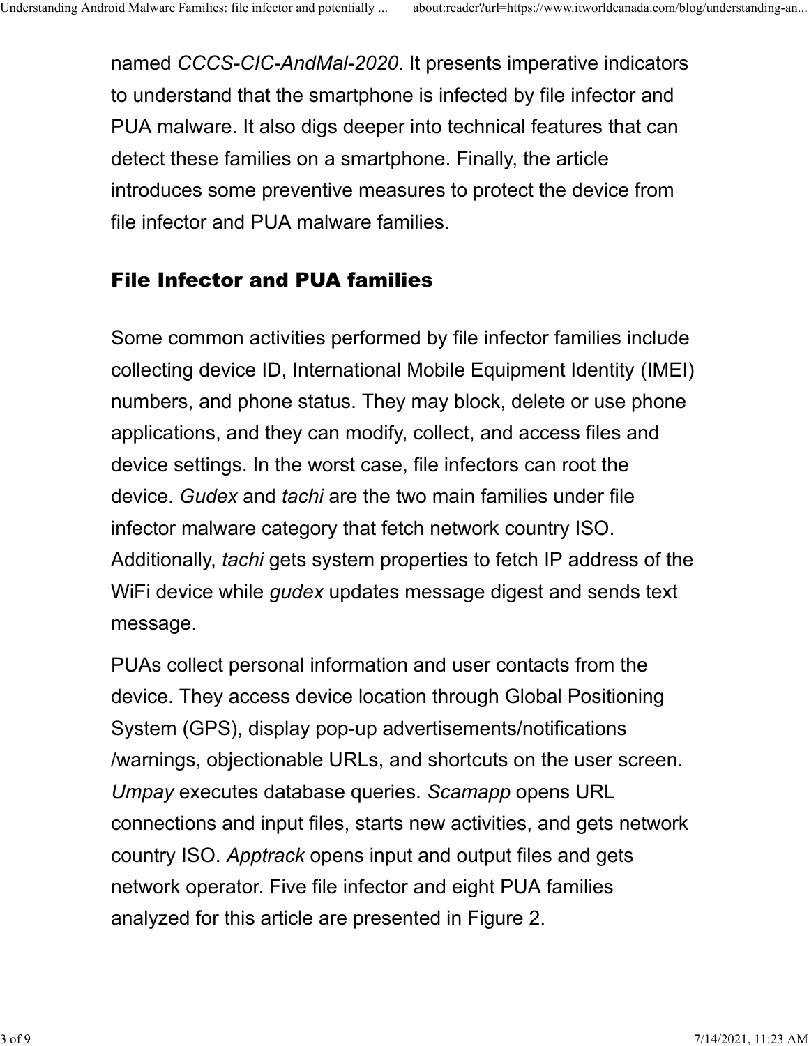named *CCCS-CIC-AndMal-2020*. It presents imperative indicators to understand that the smartphone is infected by file infector and PUA malware. It also digs deeper into technical features that can detect these families on a smartphone. Finally, the article introduces some preventive measures to protect the device from file infector and PUA malware families.

## File Infector and PUA families

Some common activities performed by file infector families include collecting device ID, International Mobile Equipment Identity (IMEI) numbers, and phone status. They may block, delete or use phone applications, and they can modify, collect, and access files and device settings. In the worst case, file infectors can root the device. *Gudex* and *tachi* are the two main families under file infector malware category that fetch network country ISO. Additionally, *tachi* gets system properties to fetch IP address of the WiFi device while *gudex* updates message digest and sends text message.

PUAs collect personal information and user contacts from the device. They access device location through Global Positioning System (GPS), display pop-up advertisements/notifications /warnings, objectionable URLs, and shortcuts on the user screen. *Umpay* executes database queries. *Scamapp* opens URL connections and input files, starts new activities, and gets network country ISO. *Apptrack* opens input and output files and gets network operator. Five file infector and eight PUA families analyzed for this article are presented in Figure 2.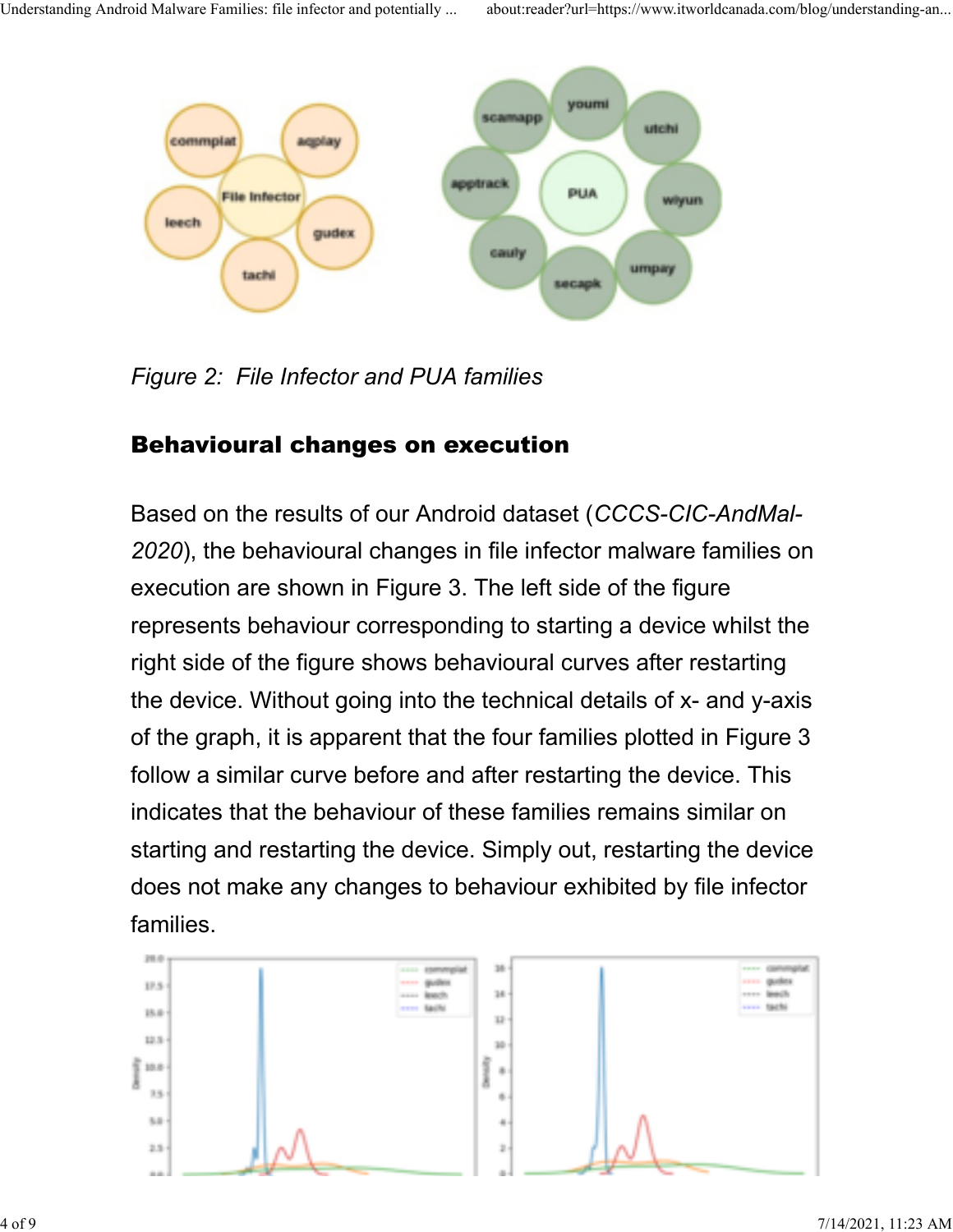Figure 2: File Infector and PUA families

## Behavioural changes on execution

Based on the results of our Android dataset (*CCCS-CIC-AndMal-2020*), the behavioural changes in file infector malware families on execution are shown in Figure 3. The left side of the figure represents behaviour corresponding to starting a device whilst the right side of the figure shows behavioural curves after restarting the device. Without going into the technical details of x- and y-axis of the graph, it is apparent that the four families plotted in Figure 3 follow a similar curve before and after restarting the device. This indicates that the behaviour of these families remains similar on starting and restarting the device. Simply out, restarting the device does not make any changes to behaviour exhibited by file infector families.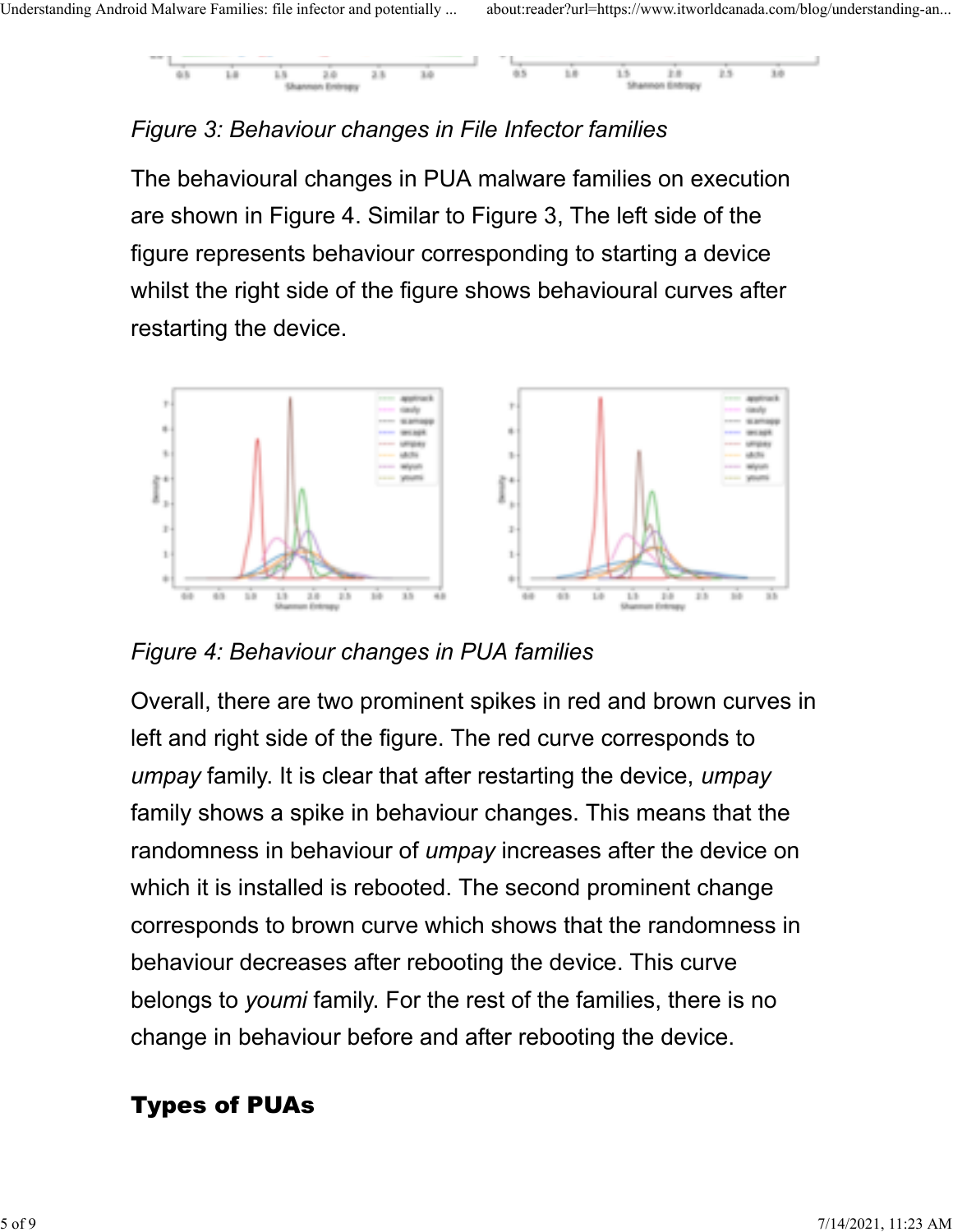*Figure 3: Behaviour changes in File Infector families*

The behavioural changes in PUA malware families on execution are shown in Figure 4. Similar to Figure 3, The left side of the figure represents behaviour corresponding to starting a device whilst the right side of the figure shows behavioural curves after restarting the device.

*Figure 4: Behaviour changes in PUA families*

Overall, there are two prominent spikes in red and brown curves in left and right side of the figure. The red curve corresponds to *umpay* family. It is clear that after restarting the device, *umpay* family shows a spike in behaviour changes. This means that the randomness in behaviour of *umpay* increases after the device on which it is installed is rebooted. The second prominent change corresponds to brown curve which shows that the randomness in behaviour decreases after rebooting the device. This curve belongs to *youmi* family. For the rest of the families, there is no change in behaviour before and after rebooting the device.

## Types of PUAs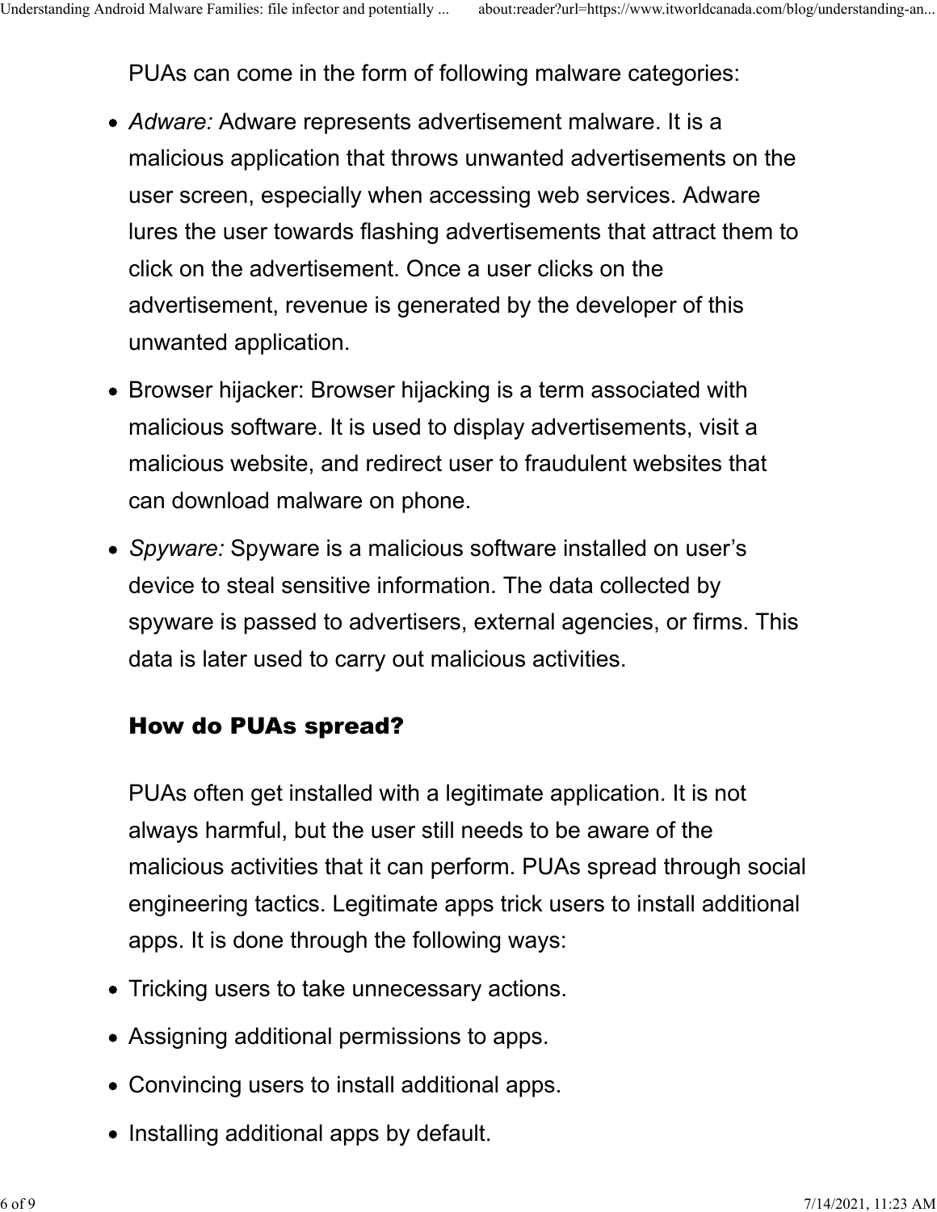PUAs can come in the form of following malware categories:

- *Adware:* Adware represents advertisement malware. It is a malicious application that throws unwanted advertisements on the user screen, especially when accessing web services. Adware lures the user towards flashing advertisements that attract them to click on the advertisement. Once a user clicks on the advertisement, revenue is generated by the developer of this unwanted application.
- Browser hijacker: Browser hijacking is a term associated with malicious software. It is used to display advertisements, visit a malicious website, and redirect user to fraudulent websites that can download malware on phone.
- *Spyware:* Spyware is a malicious software installed on user's device to steal sensitive information. The data collected by spyware is passed to advertisers, external agencies, or firms. This data is later used to carry out malicious activities.

## How do PUAs spread?

PUAs often get installed with a legitimate application. It is not always harmful, but the user still needs to be aware of the malicious activities that it can perform. PUAs spread through social engineering tactics. Legitimate apps trick users to install additional apps. It is done through the following ways:

- Tricking users to take unnecessary actions.
- Assigning additional permissions to apps.
- Convincing users to install additional apps.
- Installing additional apps by default.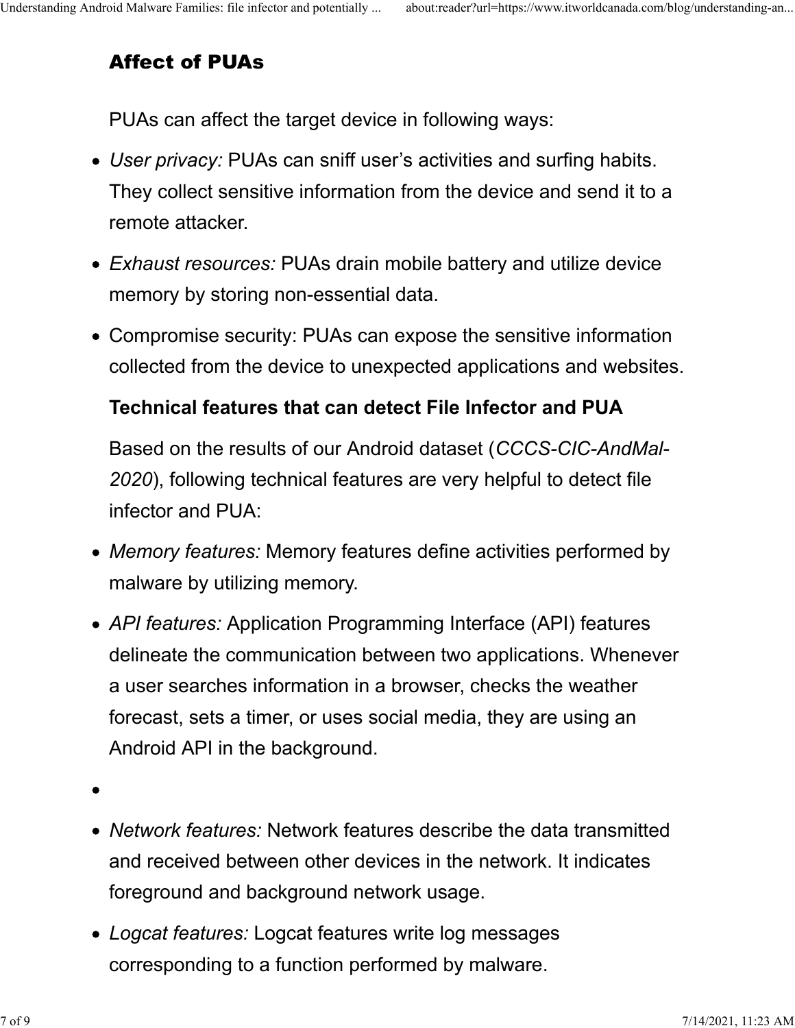### Affect of PUAs

PUAs can affect the target device in following ways:

- *User privacy:* PUAs can sniff user's activities and surfing habits. They collect sensitive information from the device and send it to a remote attacker.
- *Exhaust resources:* PUAs drain mobile battery and utilize device memory by storing non-essential data.
- Compromise security: PUAs can expose the sensitive information collected from the device to unexpected applications and websites.

**Technical features that can detect File Infector and PUA**

Based on the results of our Android dataset (*CCCS-CIC-AndMal-2020*), following technical features are very helpful to detect file infector and PUA:

- *Memory features:* Memory features define activities performed by malware by utilizing memory.
- *API features:* Application Programming Interface (API) features delineate the communication between two applications. Whenever a user searches information in a browser, checks the weather forecast, sets a timer, or uses social media, they are using an Android API in the background.
- 
- *Network features:* Network features describe the data transmitted and received between other devices in the network. It indicates foreground and background network usage.
- *Logcat features:* Logcat features write log messages corresponding to a function performed by malware.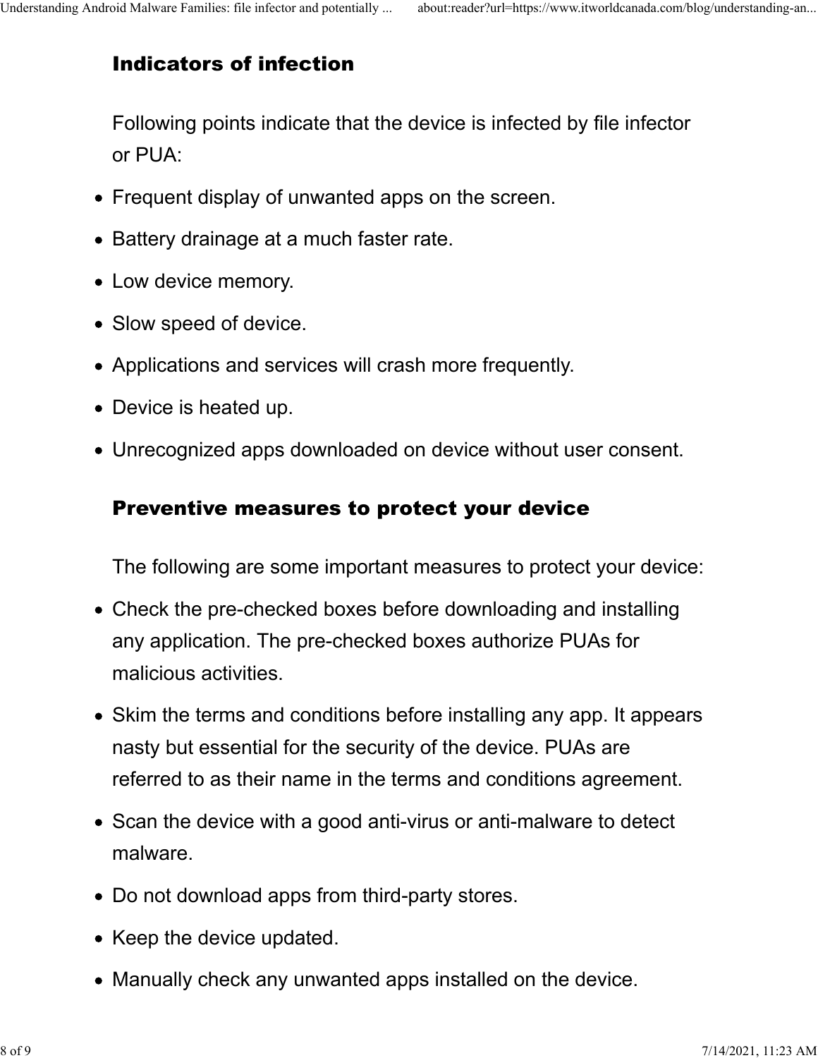## Indicators of infection

Following points indicate that the device is infected by file infector or PUA:

- Frequent display of unwanted apps on the screen.
- Battery drainage at a much faster rate.
- Low device memory.
- Slow speed of device.
- Applications and services will crash more frequently.
- Device is heated up.
- Unrecognized apps downloaded on device without user consent.

## Preventive measures to protect your device

The following are some important measures to protect your device:

- Check the pre-checked boxes before downloading and installing any application. The pre-checked boxes authorize PUAs for malicious activities.
- Skim the terms and conditions before installing any app. It appears nasty but essential for the security of the device. PUAs are referred to as their name in the terms and conditions agreement.
- Scan the device with a good anti-virus or anti-malware to detect malware.
- Do not download apps from third-party stores.
- Keep the device updated.
- Manually check any unwanted apps installed on the device.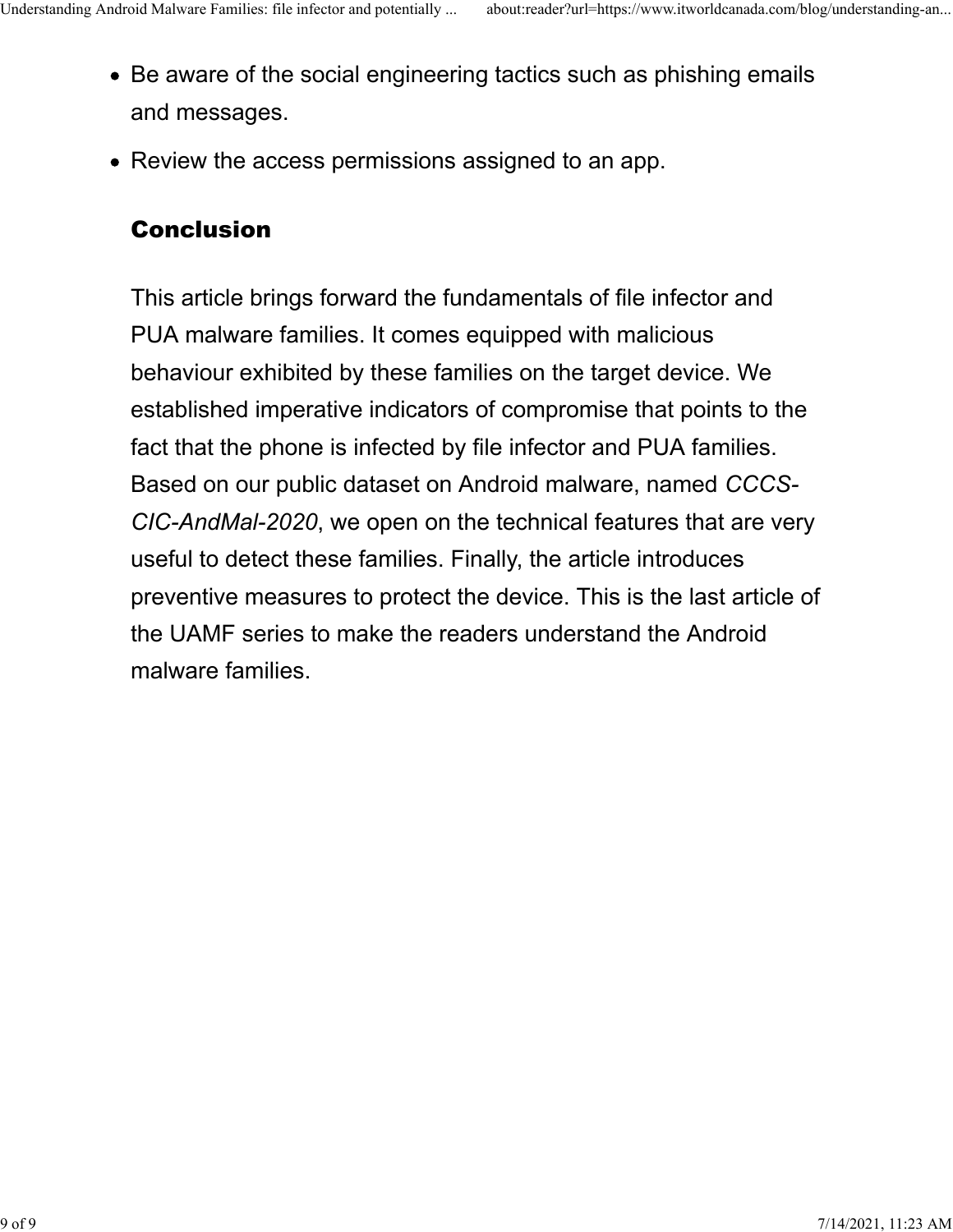- Be aware of the social engineering tactics such as phishing emails and messages.
- Review the access permissions assigned to an app.

## Conclusion

This article brings forward the fundamentals of file infector and PUA malware families. It comes equipped with malicious behaviour exhibited by these families on the target device. We established imperative indicators of compromise that points to the fact that the phone is infected by file infector and PUA families. Based on our public dataset on Android malware, named *CCCS-CIC-AndMal-2020*, we open on the technical features that are very useful to detect these families. Finally, the article introduces preventive measures to protect the device. This is the last article of the UAMF series to make the readers understand the Android malware families.